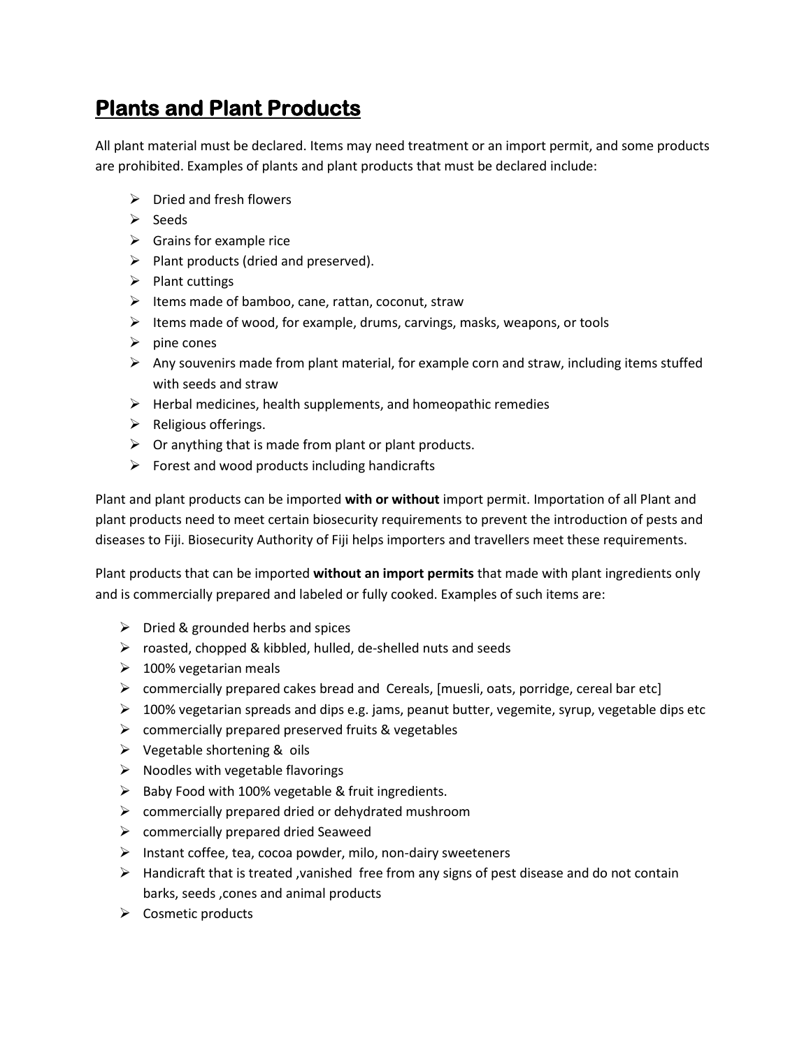# Plants and Plant Products

All plant material must be declared. Items may need treatment or an import permit, and some products are prohibited. Examples of plants and plant products that must be declared include:

- Dried and fresh flowers
- Seeds
- Grains for example rice
- Plant products (dried and preserved).
- Plant cuttings
- Items made of bamboo, cane, rattan, coconut, straw
- Items made of wood, for example, drums, carvings, masks, weapons, or tools
- pine cones
- Any souvenirs made from plant material, for example corn and straw, including items stuffed with seeds and straw
- Herbal medicines, health supplements, and homeopathic remedies
- Religious offerings.
- Or anything that is made from plant or plant products.
- Forest and wood products including handicrafts

Plant and plant products can be imported **with or without** import permit. Importation of all Plant and plant products need to meet certain biosecurity requirements to prevent the introduction of pests and diseases to Fiji. Biosecurity Authority of Fiji helps importers and travellers meet these requirements.

Plant products that can be imported **without an import permits** that made with plant ingredients only and is commercially prepared and labeled or fully cooked. Examples of such items are:

- Dried & grounded herbs and spices
- roasted, chopped & kibbled, hulled, de-shelled nuts and seeds
- 100% vegetarian meals
- commercially prepared cakes bread and Cereals, [muesli, oats, porridge, cereal bar etc]
- 100% vegetarian spreads and dips e.g. jams, peanut butter, vegemite, syrup, vegetable dips etc
- commercially prepared preserved fruits & vegetables
- Vegetable shortening & oils
- Noodles with vegetable flavorings
- Baby Food with 100% vegetable & fruit ingredients.
- commercially prepared dried or dehydrated mushroom
- commercially prepared dried Seaweed
- Instant coffee, tea, cocoa powder, milo, non-dairy sweeteners
- Handicraft that is treated ,vanished free from any signs of pest disease and do not contain barks, seeds ,cones and animal products
- Cosmetic products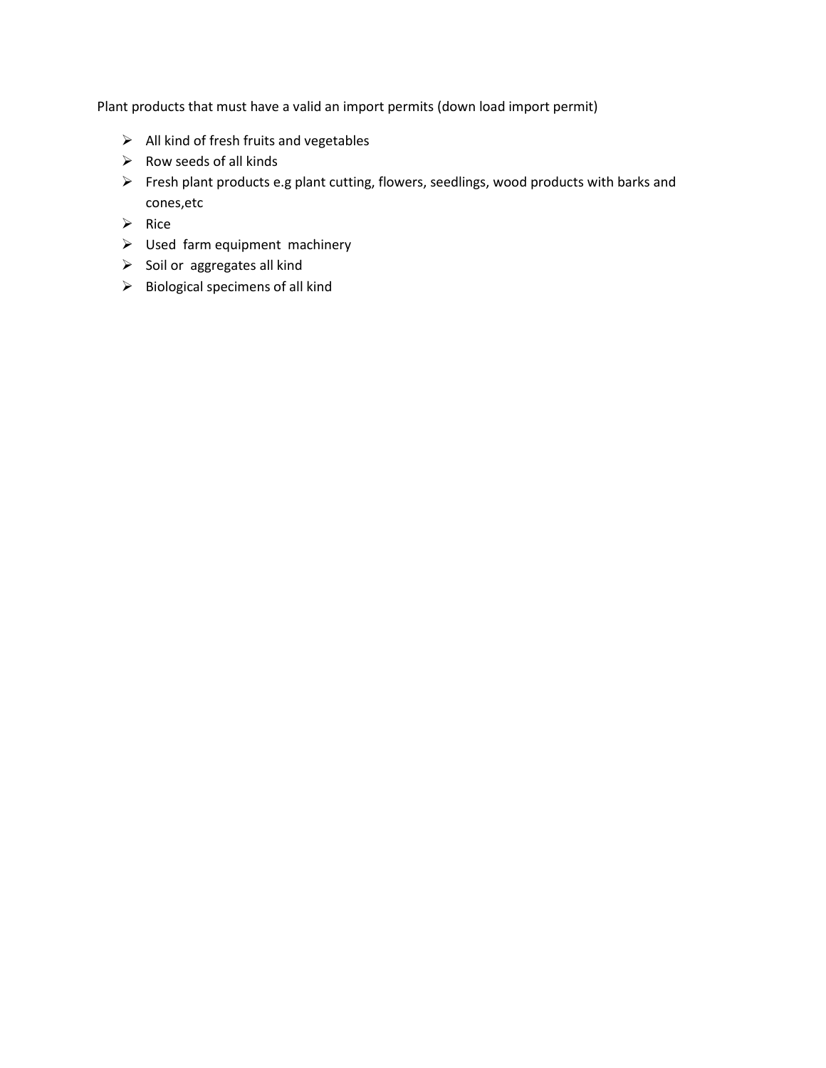Plant products that must have a valid an import permits (down load import permit)

- All kind of fresh fruits and vegetables
- Row seeds of all kinds
- Fresh plant products e.g plant cutting, flowers, seedlings, wood products with barks and cones,etc
- Rice
- Used farm equipment machinery
- Soil or aggregates all kind
- Biological specimens of all kind